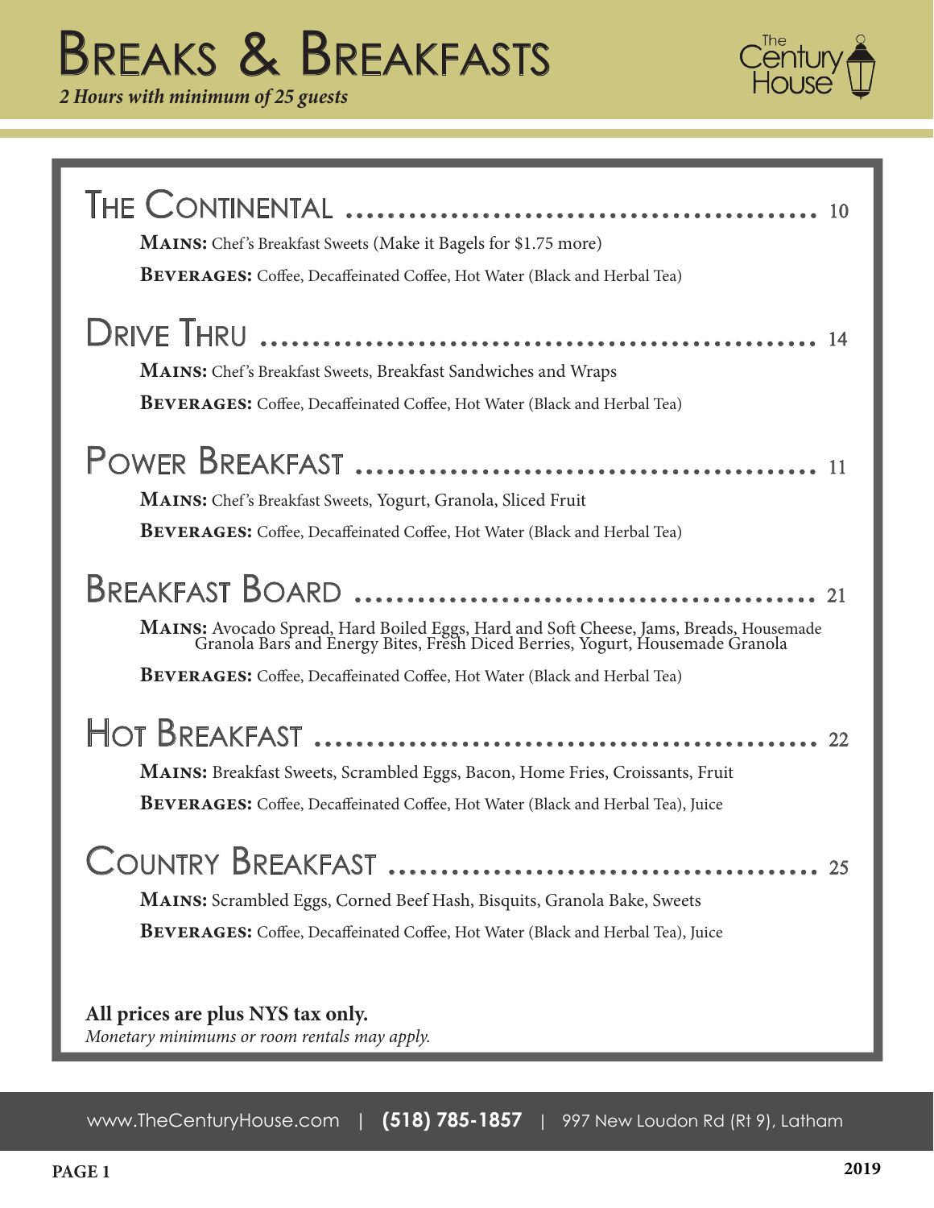# Breaks & Breakfasts

*2 Hours with minimum of 25 guests*

The Century House

## The Continental ........ 10

**Mains:** Chef's Breakfast Sweets (Make it Bagels for $1.75 more)

**Beverages:** Coffee, Decaffeinated Coffee, Hot Water (Black and Herbal Tea)

## Drive Thru ........ 14

**Mains:** Chef's Breakfast Sweets, Breakfast Sandwiches and Wraps

**Beverages:** Coffee, Decaffeinated Coffee, Hot Water (Black and Herbal Tea)

## Power Breakfast ........ 11

**Mains:** Chef's Breakfast Sweets, Yogurt, Granola, Sliced Fruit

**Beverages:** Coffee, Decaffeinated Coffee, Hot Water (Black and Herbal Tea)

## Breakfast Board ........ 21

**Mains:** Avocado Spread, Hard Boiled Eggs, Hard and Soft Cheese, Jams, Breads, Housemade Granola Bars and Energy Bites, Fresh Diced Berries, Yogurt, Housemade Granola

**Beverages:** Coffee, Decaffeinated Coffee, Hot Water (Black and Herbal Tea)

## Hot Breakfast ........ 22

**Mains:** Breakfast Sweets, Scrambled Eggs, Bacon, Home Fries, Croissants, Fruit

**Beverages:** Coffee, Decaffeinated Coffee, Hot Water (Black and Herbal Tea), Juice

## Country Breakfast ........ 25

**Mains:** Scrambled Eggs, Corned Beef Hash, Bisquits, Granola Bake, Sweets

**Beverages:** Coffee, Decaffeinated Coffee, Hot Water (Black and Herbal Tea), Juice

**All prices are plus NYS tax only.**

*Monetary minimums or room rentals may apply.*

www.TheCenturyHouse.com | **(518) 785-1857** | 997 New Loudon Rd (Rt 9), Latham

2019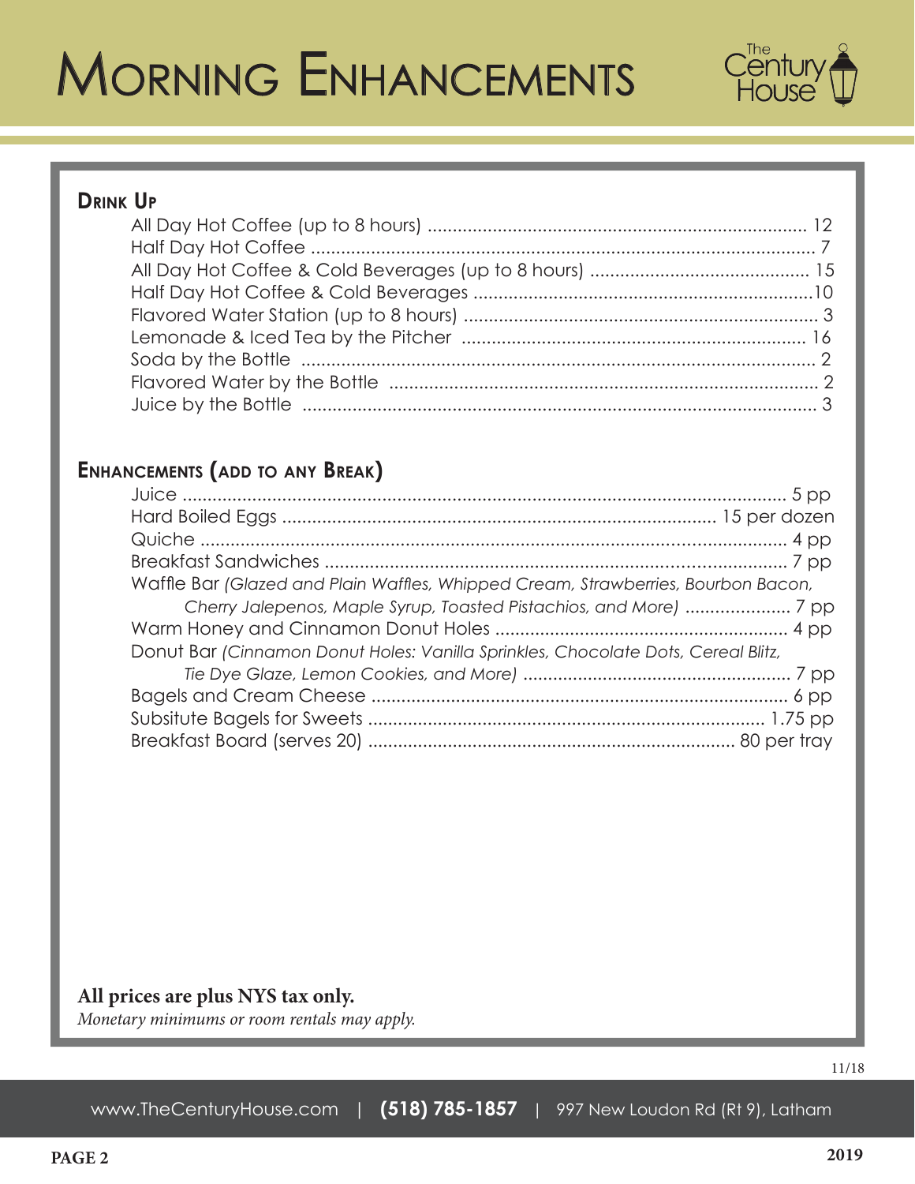# Morning Enhancements

The Century House

## Drink Up

- All Day Hot Coffee (up to 8 hours) ........................................................................ 12
- Half Day Hot Coffee .................................................................................................. 7
- All Day Hot Coffee & Cold Beverages (up to 8 hours) ......................................... 15
- Half Day Hot Coffee & Cold Beverages ..................................................................10
- Flavored Water Station (up to 8 hours) .................................................................... 3
- Lemonade & Iced Tea by the Pitcher ..................................................................... 16
- Soda by the Bottle ...................................................................................................... 2
- Flavored Water by the Bottle ..................................................................................... 2
- Juice by the Bottle ...................................................................................................... 3

## Enhancements (add to any Break)

- Juice ........................................................................................................................ 5 pp
- Hard Boiled Eggs ................................................................................... 15 per dozen
- Quiche .................................................................................................................... 4 pp
- Breakfast Sandwiches ........................................................................................... 7 pp
- Waffle Bar *(Glazed and Plain Waffles, Whipped Cream, Strawberries, Bourbon Bacon, Cherry Jalepenos, Maple Syrup, Toasted Pistachios, and More)* ..................... 7 pp
- Warm Honey and Cinnamon Donut Holes .......................................................... 4 pp
- Donut Bar *(Cinnamon Donut Holes: Vanilla Sprinkles, Chocolate Dots, Cereal Blitz, Tie Dye Glaze, Lemon Cookies, and More)* ..................................................... 7 pp
- Bagels and Cream Cheese ................................................................................... 6 pp
- Subsitute Bagels for Sweets ............................................................................. 1.75 pp
- Breakfast Board (serves 20) ........................................................................ 80 per tray

**All prices are plus NYS tax only.**

*Monetary minimums or room rentals may apply.*

11/18

www.TheCenturyHouse.com | **(518) 785-1857** | 997 New Loudon Rd (Rt 9), Latham